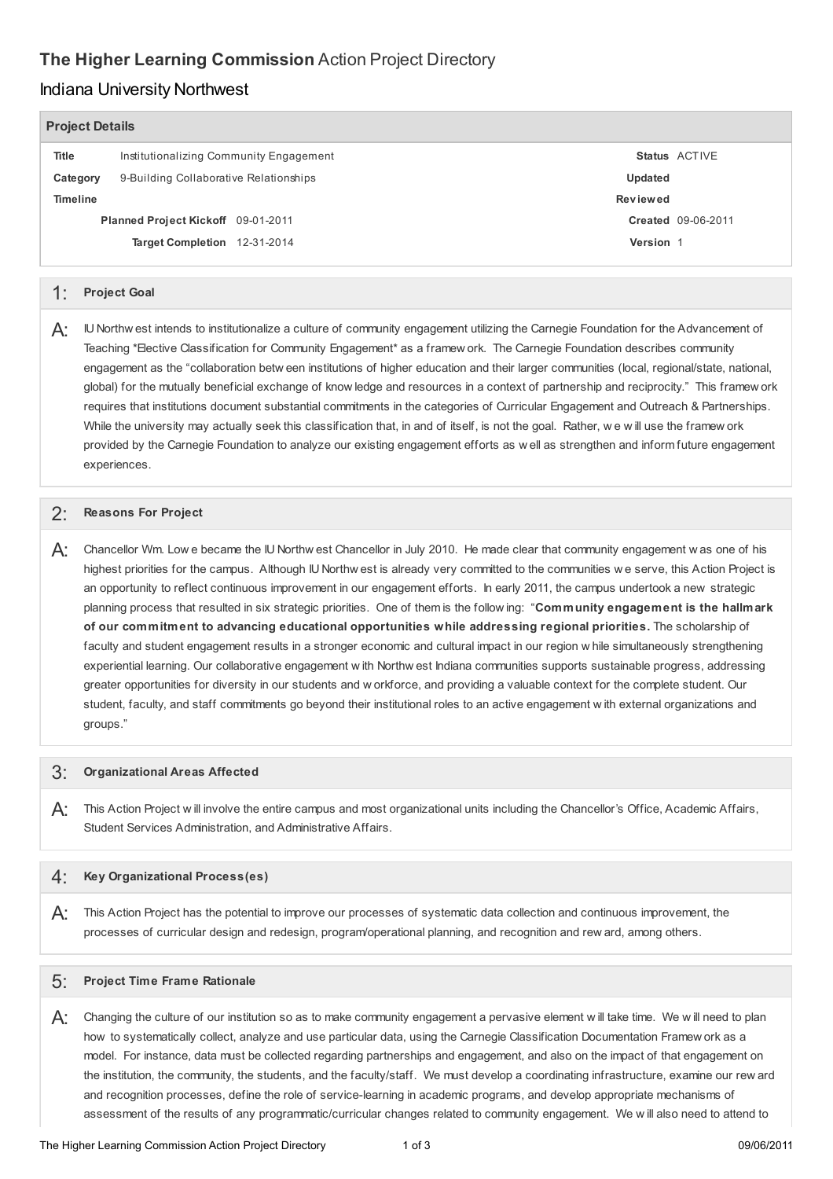# **The Higher Learning Commission** Action Project Directory

## Indiana University Northwest

### Project Details

| | | | |
|---|---|---|---|
| **Title** | Institutionalizing Community Engagement | **Status** | ACTIVE |
| **Category** | 9-Building Collaborative Relationships | **Updated** | |
| **Timeline** | | **Reviewed** | |
| **Planned Project Kickoff** | 09-01-2011 | **Created** | 09-06-2011 |
| **Target Completion** | 12-31-2014 | **Version** | 1 |

### 1: Project Goal

A: IU Northwest intends to institutionalize a culture of community engagement utilizing the Carnegie Foundation for the Advancement of Teaching *Elective Classification for Community Engagement* as a framework. The Carnegie Foundation describes community engagement as the "collaboration between institutions of higher education and their larger communities (local, regional/state, national, global) for the mutually beneficial exchange of knowledge and resources in a context of partnership and reciprocity." This framework requires that institutions document substantial commitments in the categories of Curricular Engagement and Outreach & Partnerships. While the university may actually seek this classification that, in and of itself, is not the goal. Rather, we will use the framework provided by the Carnegie Foundation to analyze our existing engagement efforts as well as strengthen and inform future engagement experiences.

### 2: Reasons For Project

A: Chancellor Wm. Lowe became the IU Northwest Chancellor in July 2010. He made clear that community engagement was one of his highest priorities for the campus. Although IU Northwest is already very committed to the communities we serve, this Action Project is an opportunity to reflect continuous improvement in our engagement efforts. In early 2011, the campus undertook a new strategic planning process that resulted in six strategic priorities. One of them is the following: "**Community engagement is the hallmark of our commitment to advancing educational opportunities while addressing regional priorities.** The scholarship of faculty and student engagement results in a stronger economic and cultural impact in our region while simultaneously strengthening experiential learning. Our collaborative engagement with Northwest Indiana communities supports sustainable progress, addressing greater opportunities for diversity in our students and workforce, and providing a valuable context for the complete student. Our student, faculty, and staff commitments go beyond their institutional roles to an active engagement with external organizations and groups."

### 3: Organizational Areas Affected

A: This Action Project will involve the entire campus and most organizational units including the Chancellor's Office, Academic Affairs, Student Services Administration, and Administrative Affairs.

### 4: Key Organizational Process(es)

A: This Action Project has the potential to improve our processes of systematic data collection and continuous improvement, the processes of curricular design and redesign, program/operational planning, and recognition and reward, among others.

### 5: Project Time Frame Rationale

A: Changing the culture of our institution so as to make community engagement a pervasive element will take time. We will need to plan how to systematically collect, analyze and use particular data, using the Carnegie Classification Documentation Framework as a model. For instance, data must be collected regarding partnerships and engagement, and also on the impact of that engagement on the institution, the community, the students, and the faculty/staff. We must develop a coordinating infrastructure, examine our reward and recognition processes, define the role of service-learning in academic programs, and develop appropriate mechanisms of assessment of the results of any programmatic/curricular changes related to community engagement. We will also need to attend to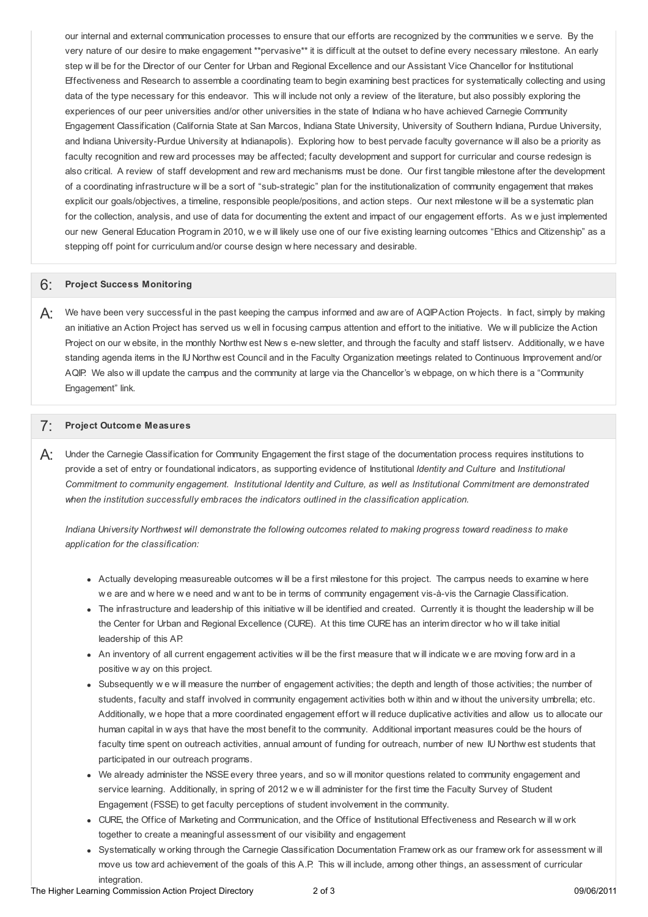our internal and external communication processes to ensure that our efforts are recognized by the communities we serve. By the very nature of our desire to make engagement **pervasive** it is difficult at the outset to define every necessary milestone. An early step will be for the Director of our Center for Urban and Regional Excellence and our Assistant Vice Chancellor for Institutional Effectiveness and Research to assemble a coordinating team to begin examining best practices for systematically collecting and using data of the type necessary for this endeavor. This will include not only a review of the literature, but also possibly exploring the experiences of our peer universities and/or other universities in the state of Indiana who have achieved Carnegie Community Engagement Classification (California State at San Marcos, Indiana State University, University of Southern Indiana, Purdue University, and Indiana University-Purdue University at Indianapolis). Exploring how to best pervade faculty governance will also be a priority as faculty recognition and reward processes may be affected; faculty development and support for curricular and course redesign is also critical. A review of staff development and reward mechanisms must be done. Our first tangible milestone after the development of a coordinating infrastructure will be a sort of "sub-strategic" plan for the institutionalization of community engagement that makes explicit our goals/objectives, a timeline, responsible people/positions, and action steps. Our next milestone will be a systematic plan for the collection, analysis, and use of data for documenting the extent and impact of our engagement efforts. As we just implemented our new General Education Program in 2010, we will likely use one of our five existing learning outcomes "Ethics and Citizenship" as a stepping off point for curriculum and/or course design where necessary and desirable.

## 6: Project Success Monitoring

A: We have been very successful in the past keeping the campus informed and aware of AQIP Action Projects. In fact, simply by making an initiative an Action Project has served us well in focusing campus attention and effort to the initiative. We will publicize the Action Project on our website, in the monthly Northwest News e-newsletter, and through the faculty and staff listserv. Additionally, we have standing agenda items in the IU Northwest Council and in the Faculty Organization meetings related to Continuous Improvement and/or AQIP. We also will update the campus and the community at large via the Chancellor's webpage, on which there is a "Community Engagement" link.

## 7: Project Outcome Measures

A: Under the Carnegie Classification for Community Engagement the first stage of the documentation process requires institutions to provide a set of entry or foundational indicators, as supporting evidence of Institutional *Identity and Culture* and *Institutional Commitment to community engagement. Institutional Identity and Culture, as well as Institutional Commitment are demonstrated when the institution successfully embraces the indicators outlined in the classification application.*

*Indiana University Northwest will demonstrate the following outcomes related to making progress toward readiness to make application for the classification:*

- Actually developing measureable outcomes will be a first milestone for this project. The campus needs to examine where we are and where we need and want to be in terms of community engagement vis-à-vis the Carnagie Classification.
- The infrastructure and leadership of this initiative will be identified and created. Currently it is thought the leadership will be the Center for Urban and Regional Excellence (CURE). At this time CURE has an interim director who will take initial leadership of this AP.
- An inventory of all current engagement activities will be the first measure that will indicate we are moving forward in a positive way on this project.
- Subsequently we will measure the number of engagement activities; the depth and length of those activities; the number of students, faculty and staff involved in community engagement activities both within and without the university umbrella; etc. Additionally, we hope that a more coordinated engagement effort will reduce duplicative activities and allow us to allocate our human capital in ways that have the most benefit to the community. Additional important measures could be the hours of faculty time spent on outreach activities, annual amount of funding for outreach, number of new IU Northwest students that participated in our outreach programs.
- We already administer the NSSE every three years, and so will monitor questions related to community engagement and service learning. Additionally, in spring of 2012 we will administer for the first time the Faculty Survey of Student Engagement (FSSE) to get faculty perceptions of student involvement in the community.
- CURE, the Office of Marketing and Communication, and the Office of Institutional Effectiveness and Research will work together to create a meaningful assessment of our visibility and engagement
- Systematically working through the Carnegie Classification Documentation Framework as our framework for assessment will move us toward achievement of the goals of this A.P. This will include, among other things, an assessment of curricular integration.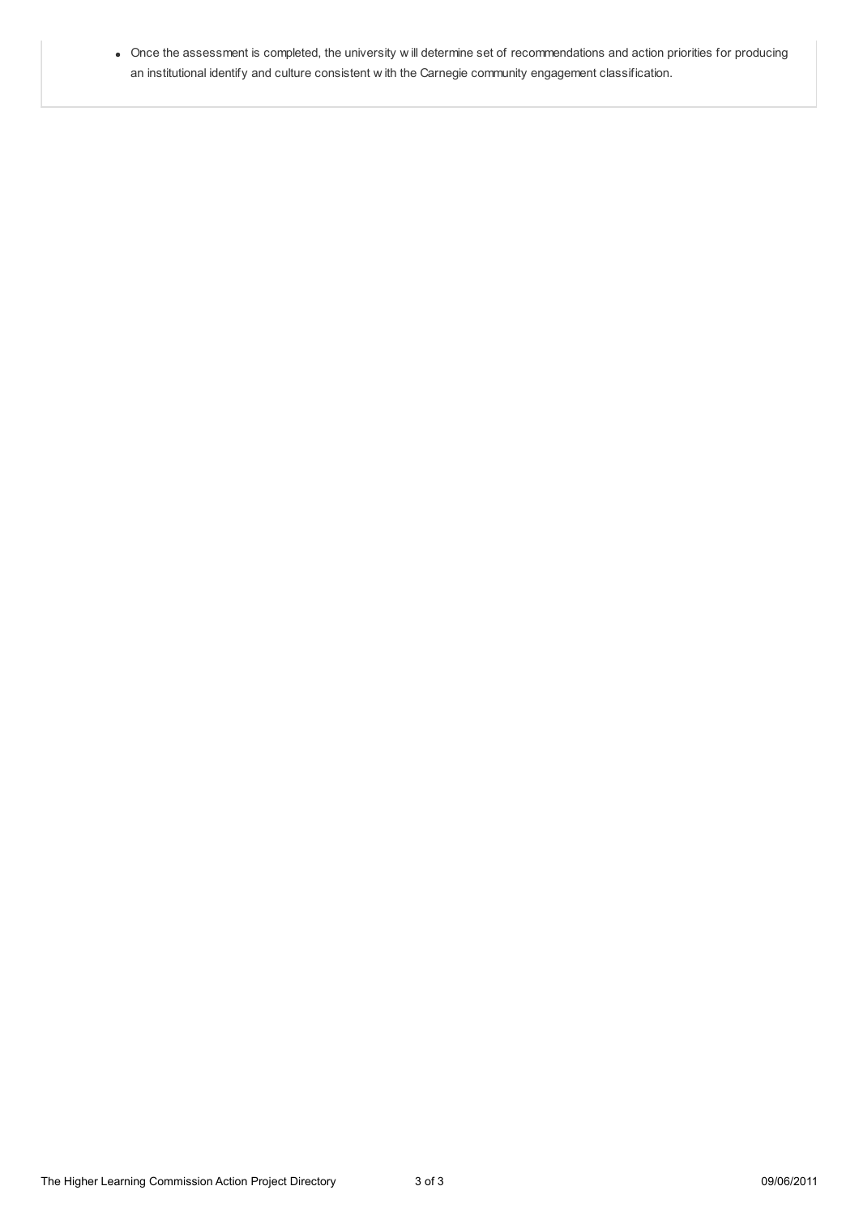- Once the assessment is completed, the university will determine set of recommendations and action priorities for producing an institutional identify and culture consistent with the Carnegie community engagement classification.